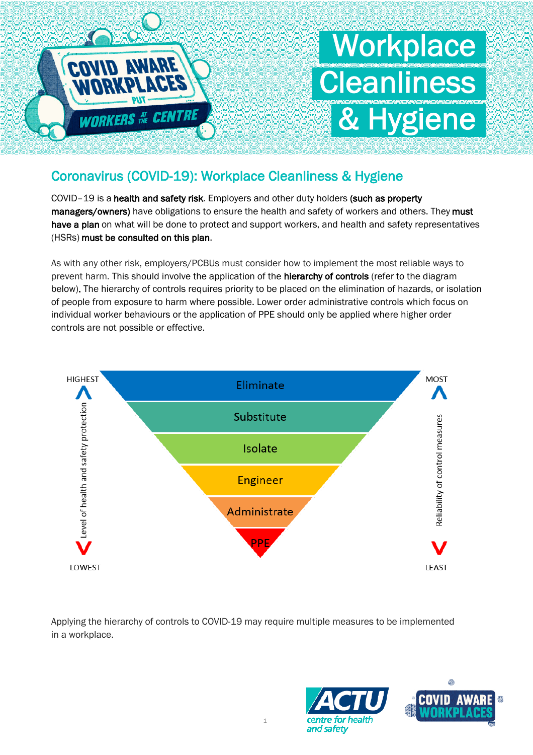# Workplace Cleanliness & Hygiene

COVID AWARE WORKPLACES PUT WORKERS AT THE CENTRE

## Coronavirus (COVID-19): Workplace Cleanliness & Hygiene

COVID–19 is a **health and safety risk**. Employers and other duty holders **(such as property managers/owners)** have obligations to ensure the health and safety of workers and others. They **must have a plan** on what will be done to protect and support workers, and health and safety representatives (HSRs) **must be consulted on this plan**.

As with any other risk, employers/PCBUs must consider how to implement the most reliable ways to prevent harm. This should involve the application of the **hierarchy of controls** (refer to the diagram below). The hierarchy of controls requires priority to be placed on the elimination of hazards, or isolation of people from exposure to harm where possible. Lower order administrative controls which focus on individual worker behaviours or the application of PPE should only be applied where higher order controls are not possible or effective.

Level of health and safety protection: HIGHEST → LOWEST

Reliability of control measures: MOST → LEAST

- Eliminate
- Substitute
- Isolate
- Engineer
- Administrate
- PPE

Applying the hierarchy of controls to COVID-19 may require multiple measures to be implemented in a workplace.

ACTU centre for health and safety

COVID AWARE WORKPLACES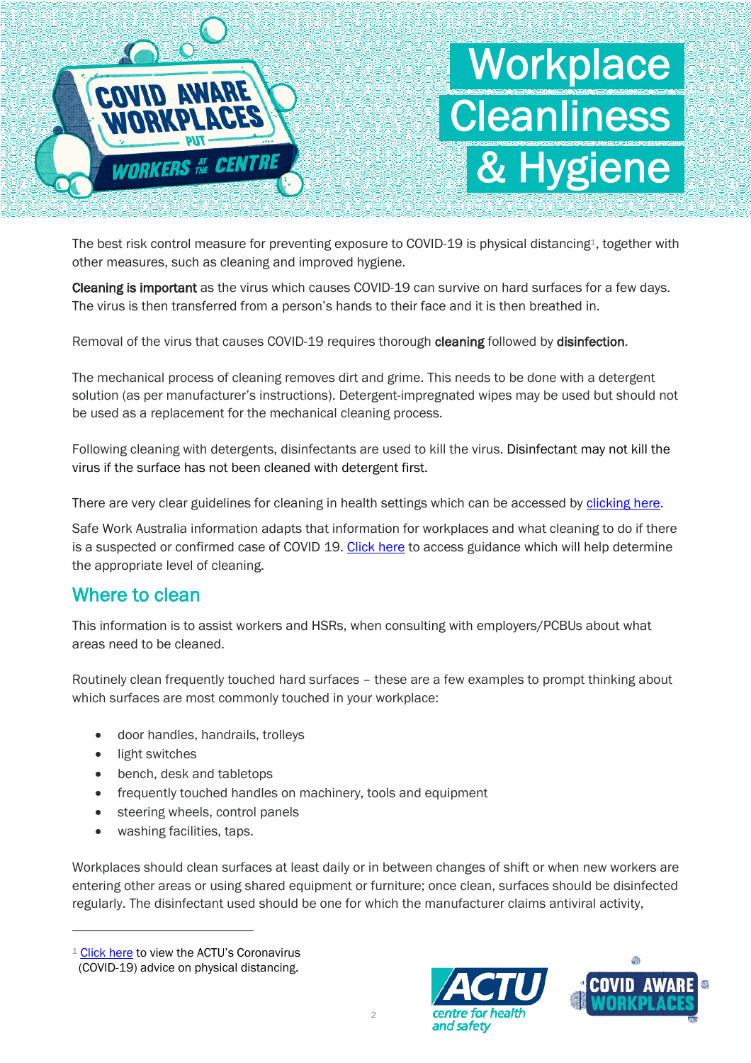# Workplace Cleanliness & Hygiene

The best risk control measure for preventing exposure to COVID-19 is physical distancing[1], together with other measures, such as cleaning and improved hygiene.

**Cleaning is important** as the virus which causes COVID-19 can survive on hard surfaces for a few days. The virus is then transferred from a person's hands to their face and it is then breathed in.

Removal of the virus that causes COVID-19 requires thorough **cleaning** followed by **disinfection**.

The mechanical process of cleaning removes dirt and grime. This needs to be done with a detergent solution (as per manufacturer's instructions). Detergent-impregnated wipes may be used but should not be used as a replacement for the mechanical cleaning process.

Following cleaning with detergents, disinfectants are used to kill the virus. Disinfectant may not kill the virus if the surface has not been cleaned with detergent first.

There are very clear guidelines for cleaning in health settings which can be accessed by clicking here.

Safe Work Australia information adapts that information for workplaces and what cleaning to do if there is a suspected or confirmed case of COVID 19. Click here to access guidance which will help determine the appropriate level of cleaning.

## Where to clean

This information is to assist workers and HSRs, when consulting with employers/PCBUs about what areas need to be cleaned.

Routinely clean frequently touched hard surfaces – these are a few examples to prompt thinking about which surfaces are most commonly touched in your workplace:

- door handles, handrails, trolleys
- light switches
- bench, desk and tabletops
- frequently touched handles on machinery, tools and equipment
- steering wheels, control panels
- washing facilities, taps.

Workplaces should clean surfaces at least daily or in between changes of shift or when new workers are entering other areas or using shared equipment or furniture; once clean, surfaces should be disinfected regularly. The disinfectant used should be one for which the manufacturer claims antiviral activity,

---

[1] Click here to view the ACTU's Coronavirus (COVID-19) advice on physical distancing.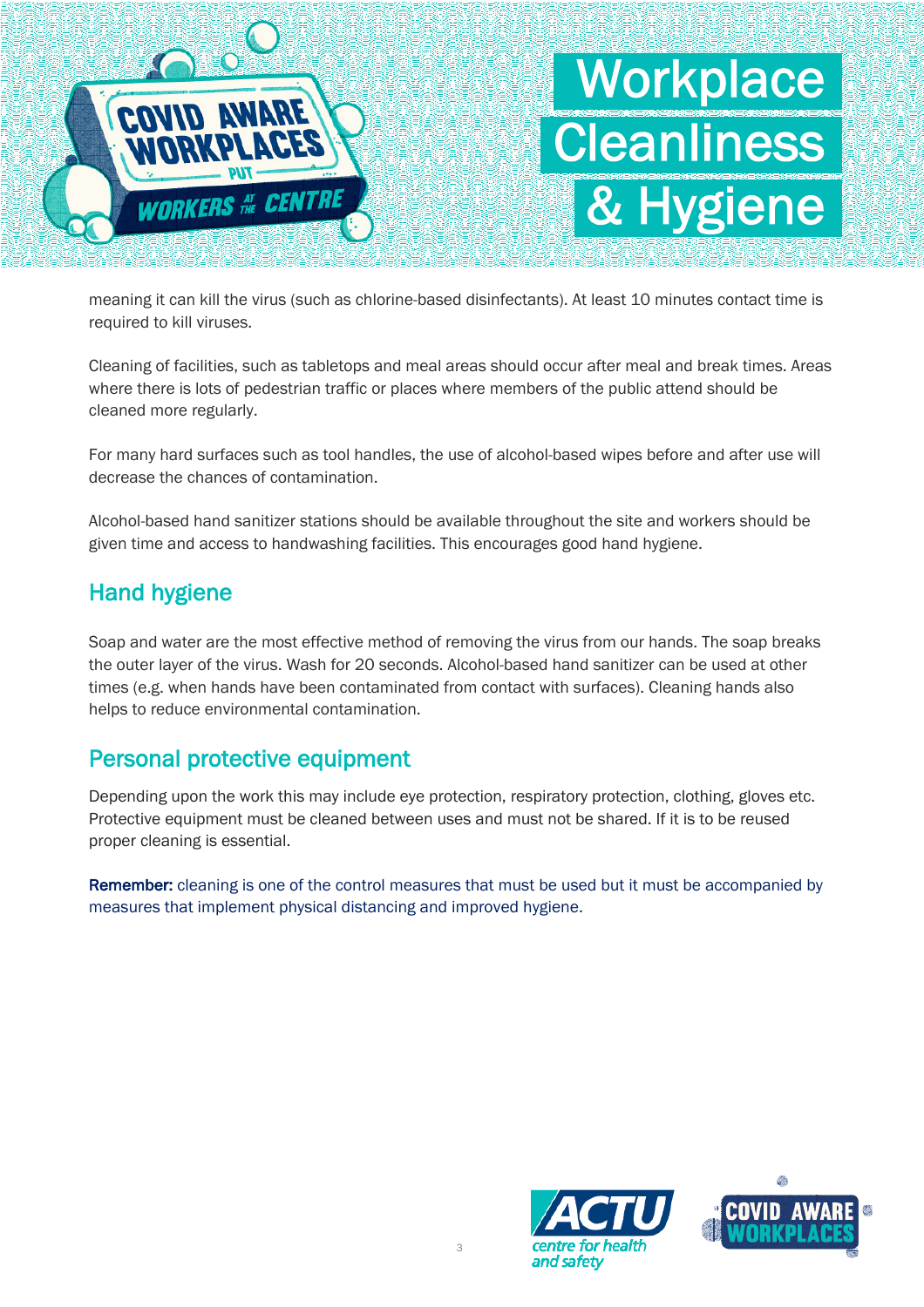meaning it can kill the virus (such as chlorine-based disinfectants). At least 10 minutes contact time is required to kill viruses.

Cleaning of facilities, such as tabletops and meal areas should occur after meal and break times. Areas where there is lots of pedestrian traffic or places where members of the public attend should be cleaned more regularly.

For many hard surfaces such as tool handles, the use of alcohol-based wipes before and after use will decrease the chances of contamination.

Alcohol-based hand sanitizer stations should be available throughout the site and workers should be given time and access to handwashing facilities. This encourages good hand hygiene.

## Hand hygiene

Soap and water are the most effective method of removing the virus from our hands. The soap breaks the outer layer of the virus. Wash for 20 seconds. Alcohol-based hand sanitizer can be used at other times (e.g. when hands have been contaminated from contact with surfaces). Cleaning hands also helps to reduce environmental contamination.

## Personal protective equipment

Depending upon the work this may include eye protection, respiratory protection, clothing, gloves etc. Protective equipment must be cleaned between uses and must not be shared. If it is to be reused proper cleaning is essential.

**Remember:** cleaning is one of the control measures that must be used but it must be accompanied by measures that implement physical distancing and improved hygiene.